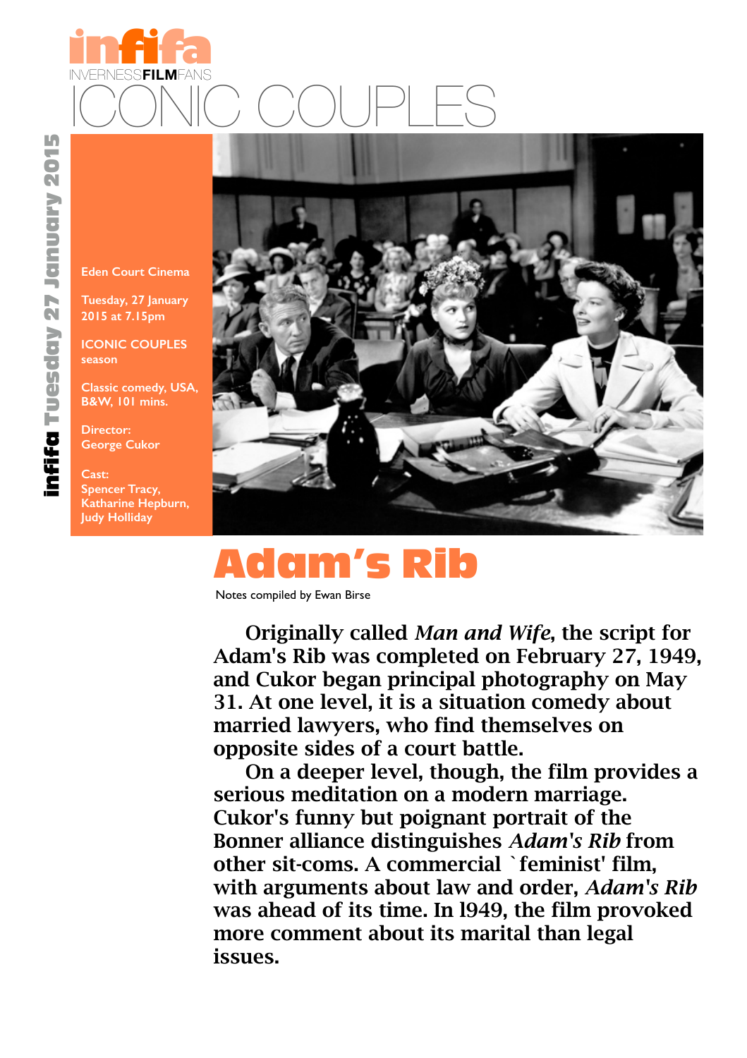infifa
INVERNESSFILMFANS

# ICONIC COUPLES

Eden Court Cinema

Tuesday, 27 January 2015 at 7.15pm

ICONIC COUPLES season

Classic comedy, USA, B&W, 101 mins.

Director:
George Cukor

Cast:
Spencer Tracy,
Katharine Hepburn,
Judy Holliday

# Adam's Rib

Notes compiled by Ewan Birse

Originally called *Man and Wife*, the script for Adam's Rib was completed on February 27, 1949, and Cukor began principal photography on May 31. At one level, it is a situation comedy about married lawyers, who find themselves on opposite sides of a court battle.

On a deeper level, though, the film provides a serious meditation on a modern marriage. Cukor's funny but poignant portrait of the Bonner alliance distinguishes *Adam's Rib* from other sit-coms. A commercial `feminist' film, with arguments about law and order, *Adam's Rib* was ahead of its time. In l949, the film provoked more comment about its marital than legal issues.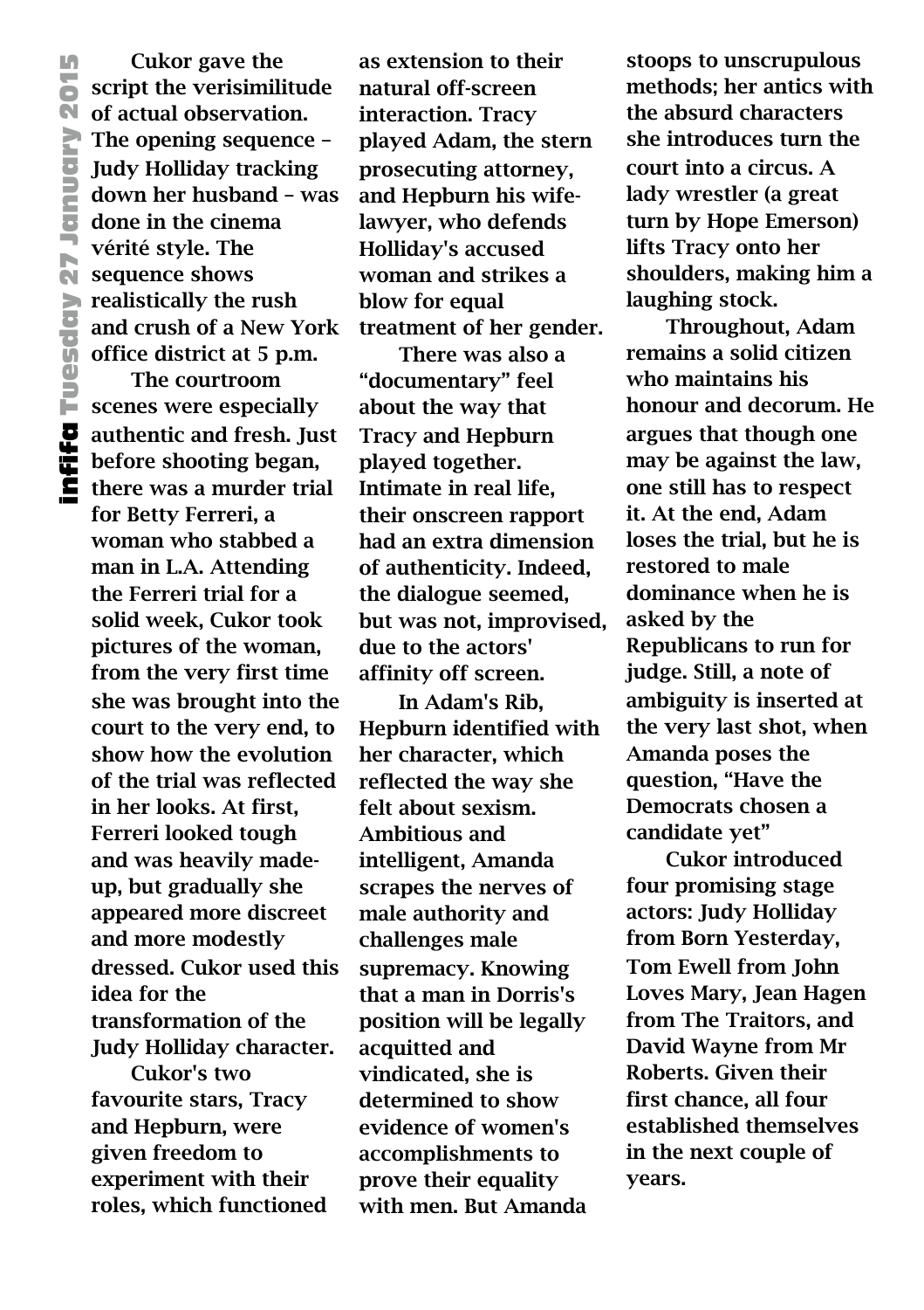Cukor gave the script the verisimilitude of actual observation. The opening sequence – Judy Holliday tracking down her husband – was done in the cinema vérité style. The sequence shows realistically the rush and crush of a New York office district at 5 p.m.

The courtroom scenes were especially authentic and fresh. Just before shooting began, there was a murder trial for Betty Ferreri, a woman who stabbed a man in L.A. Attending the Ferreri trial for a solid week, Cukor took pictures of the woman, from the very first time she was brought into the court to the very end, to show how the evolution of the trial was reflected in her looks. At first, Ferreri looked tough and was heavily made-up, but gradually she appeared more discreet and more modestly dressed. Cukor used this idea for the transformation of the Judy Holliday character.

Cukor's two favourite stars, Tracy and Hepburn, were given freedom to experiment with their roles, which functioned as extension to their natural off-screen interaction. Tracy played Adam, the stern prosecuting attorney, and Hepburn his wife-lawyer, who defends Holliday's accused woman and strikes a blow for equal treatment of her gender.

There was also a "documentary" feel about the way that Tracy and Hepburn played together. Intimate in real life, their onscreen rapport had an extra dimension of authenticity. Indeed, the dialogue seemed, but was not, improvised, due to the actors' affinity off screen.

In Adam's Rib, Hepburn identified with her character, which reflected the way she felt about sexism. Ambitious and intelligent, Amanda scrapes the nerves of male authority and challenges male supremacy. Knowing that a man in Dorris's position will be legally acquitted and vindicated, she is determined to show evidence of women's accomplishments to prove their equality with men. But Amanda stoops to unscrupulous methods; her antics with the absurd characters she introduces turn the court into a circus. A lady wrestler (a great turn by Hope Emerson) lifts Tracy onto her shoulders, making him a laughing stock.

Throughout, Adam remains a solid citizen who maintains his honour and decorum. He argues that though one may be against the law, one still has to respect it. At the end, Adam loses the trial, but he is restored to male dominance when he is asked by the Republicans to run for judge. Still, a note of ambiguity is inserted at the very last shot, when Amanda poses the question, "Have the Democrats chosen a candidate yet"

Cukor introduced four promising stage actors: Judy Holliday from Born Yesterday, Tom Ewell from John Loves Mary, Jean Hagen from The Traitors, and David Wayne from Mr Roberts. Given their first chance, all four established themselves in the next couple of years.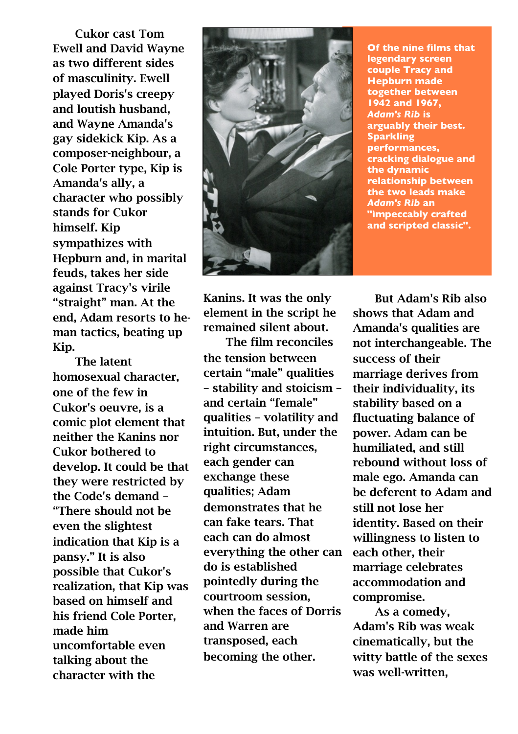Cukor cast Tom Ewell and David Wayne as two different sides of masculinity. Ewell played Doris's creepy and loutish husband, and Wayne Amanda's gay sidekick Kip. As a composer-neighbour, a Cole Porter type, Kip is Amanda's ally, a character who possibly stands for Cukor himself. Kip sympathizes with Hepburn and, in marital feuds, takes her side against Tracy's virile "straight" man. At the end, Adam resorts to he-man tactics, beating up Kip.

The latent homosexual character, one of the few in Cukor's oeuvre, is a comic plot element that neither the Kanins nor Cukor bothered to develop. It could be that they were restricted by the Code's demand – "There should not be even the slightest indication that Kip is a pansy." It is also possible that Cukor's realization, that Kip was based on himself and his friend Cole Porter, made him uncomfortable even talking about the character with the Kanins. It was the only element in the script he remained silent about.

**Of the nine films that legendary screen couple Tracy and Hepburn made together between 1942 and 1967, *Adam's Rib* is arguably their best. Sparkling performances, cracking dialogue and the dynamic relationship between the two leads make *Adam's Rib* an "impeccably crafted and scripted classic".**

The film reconciles the tension between certain "male" qualities – stability and stoicism – and certain "female" qualities – volatility and intuition. But, under the right circumstances, each gender can exchange these qualities; Adam demonstrates that he can fake tears. That each can do almost everything the other can do is established pointedly during the courtroom session, when the faces of Dorris and Warren are transposed, each becoming the other.

But Adam's Rib also shows that Adam and Amanda's qualities are not interchangeable. The success of their marriage derives from their individuality, its stability based on a fluctuating balance of power. Adam can be humiliated, and still rebound without loss of male ego. Amanda can be deferent to Adam and still not lose her identity. Based on their willingness to listen to each other, their marriage celebrates accommodation and compromise.

As a comedy, Adam's Rib was weak cinematically, but the witty battle of the sexes was well-written,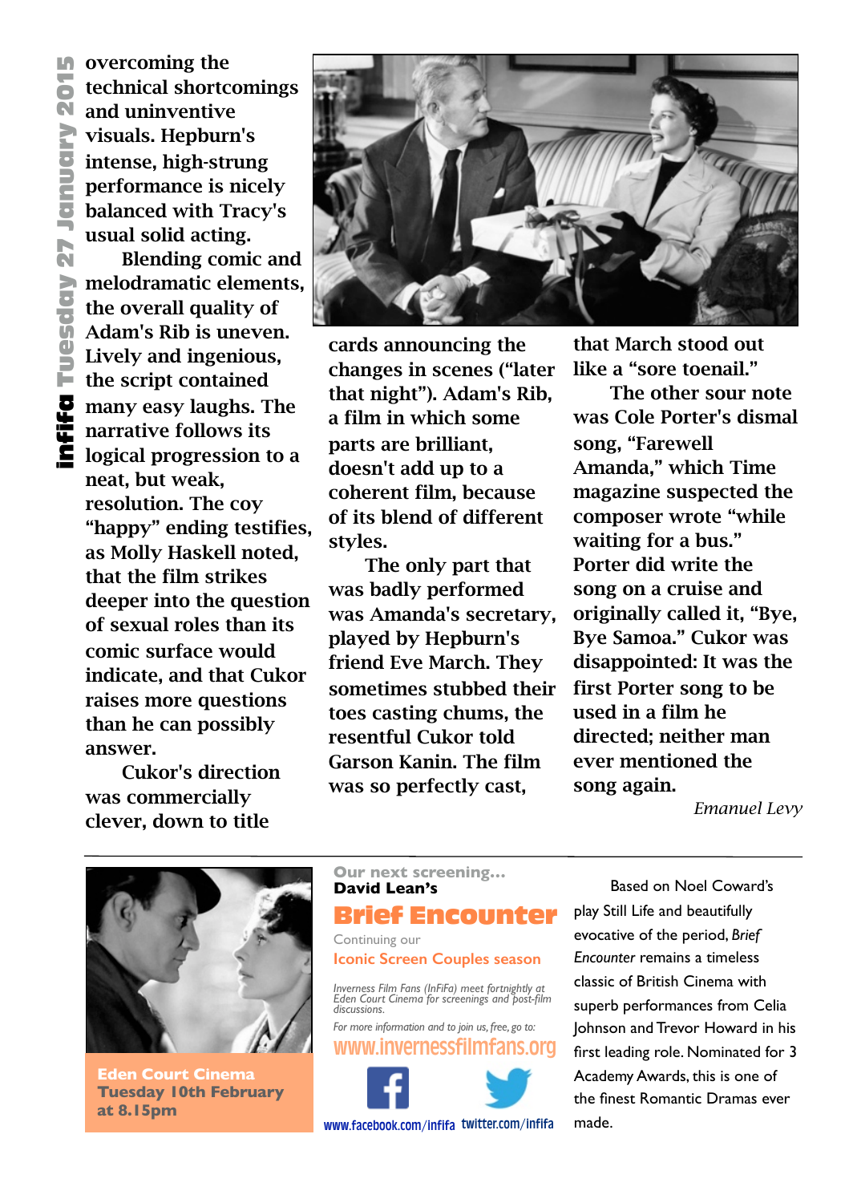overcoming the technical shortcomings and uninventive visuals. Hepburn's intense, high-strung performance is nicely balanced with Tracy's usual solid acting.

Blending comic and melodramatic elements, the overall quality of Adam's Rib is uneven. Lively and ingenious, the script contained many easy laughs. The narrative follows its logical progression to a neat, but weak, resolution. The coy "happy" ending testifies, as Molly Haskell noted, that the film strikes deeper into the question of sexual roles than its comic surface would indicate, and that Cukor raises more questions than he can possibly answer.

Cukor's direction was commercially clever, down to title cards announcing the changes in scenes ("later that night"). Adam's Rib, a film in which some parts are brilliant, doesn't add up to a coherent film, because of its blend of different styles.

The only part that was badly performed was Amanda's secretary, played by Hepburn's friend Eve March. They sometimes stubbed their toes casting chums, the resentful Cukor told Garson Kanin. The film was so perfectly cast, that March stood out like a "sore toenail."

The other sour note was Cole Porter's dismal song, "Farewell Amanda," which Time magazine suspected the composer wrote "while waiting for a bus." Porter did write the song on a cruise and originally called it, "Bye, Bye Samoa." Cukor was disappointed: It was the first Porter song to be used in a film he directed; neither man ever mentioned the song again.

*Emanuel Levy*

---

**Eden Court Cinema**
**Tuesday 10th February at 8.15pm**

**Our next screening...**
**David Lean's**

# Brief Encounter

Continuing our
Iconic Screen Couples season

*Inverness Film Fans (InFiFa) meet fortnightly at Eden Court Cinema for screenings and post-film discussions.*

*For more information and to join us, free, go to:*
www.invernessfilmfans.org

www.facebook.com/infifa twitter.com/infifa

Based on Noel Coward's play Still Life and beautifully evocative of the period, *Brief Encounter* remains a timeless classic of British Cinema with superb performances from Celia Johnson and Trevor Howard in his first leading role. Nominated for 3 Academy Awards, this is one of the finest Romantic Dramas ever made.